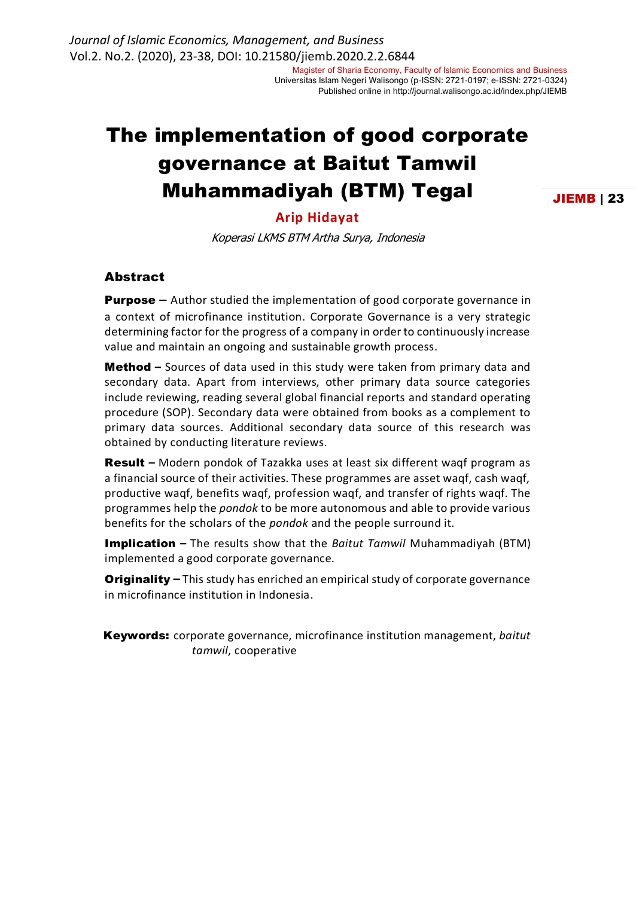# The implementation of good corporate governance at Baitut Tamwil Muhammadiyah (BTM) Tegal

**Arip Hidayat**

*Koperasi LKMS BTM Artha Surya, Indonesia*

## Abstract

**Purpose** – Author studied the implementation of good corporate governance in a context of microfinance institution. Corporate Governance is a very strategic determining factor for the progress of a company in order to continuously increase value and maintain an ongoing and sustainable growth process.

**Method** – Sources of data used in this study were taken from primary data and secondary data. Apart from interviews, other primary data source categories include reviewing, reading several global financial reports and standard operating procedure (SOP). Secondary data were obtained from books as a complement to primary data sources. Additional secondary data source of this research was obtained by conducting literature reviews.

**Result** – Modern pondok of Tazakka uses at least six different waqf program as a financial source of their activities. These programmes are asset waqf, cash waqf, productive waqf, benefits waqf, profession waqf, and transfer of rights waqf. The programmes help the *pondok* to be more autonomous and able to provide various benefits for the scholars of the *pondok* and the people surround it.

**Implication** – The results show that the *Baitut Tamwil* Muhammadiyah (BTM) implemented a good corporate governance.

**Originality** – This study has enriched an empirical study of corporate governance in microfinance institution in Indonesia.

**Keywords:** corporate governance, microfinance institution management, *baitut tamwil*, cooperative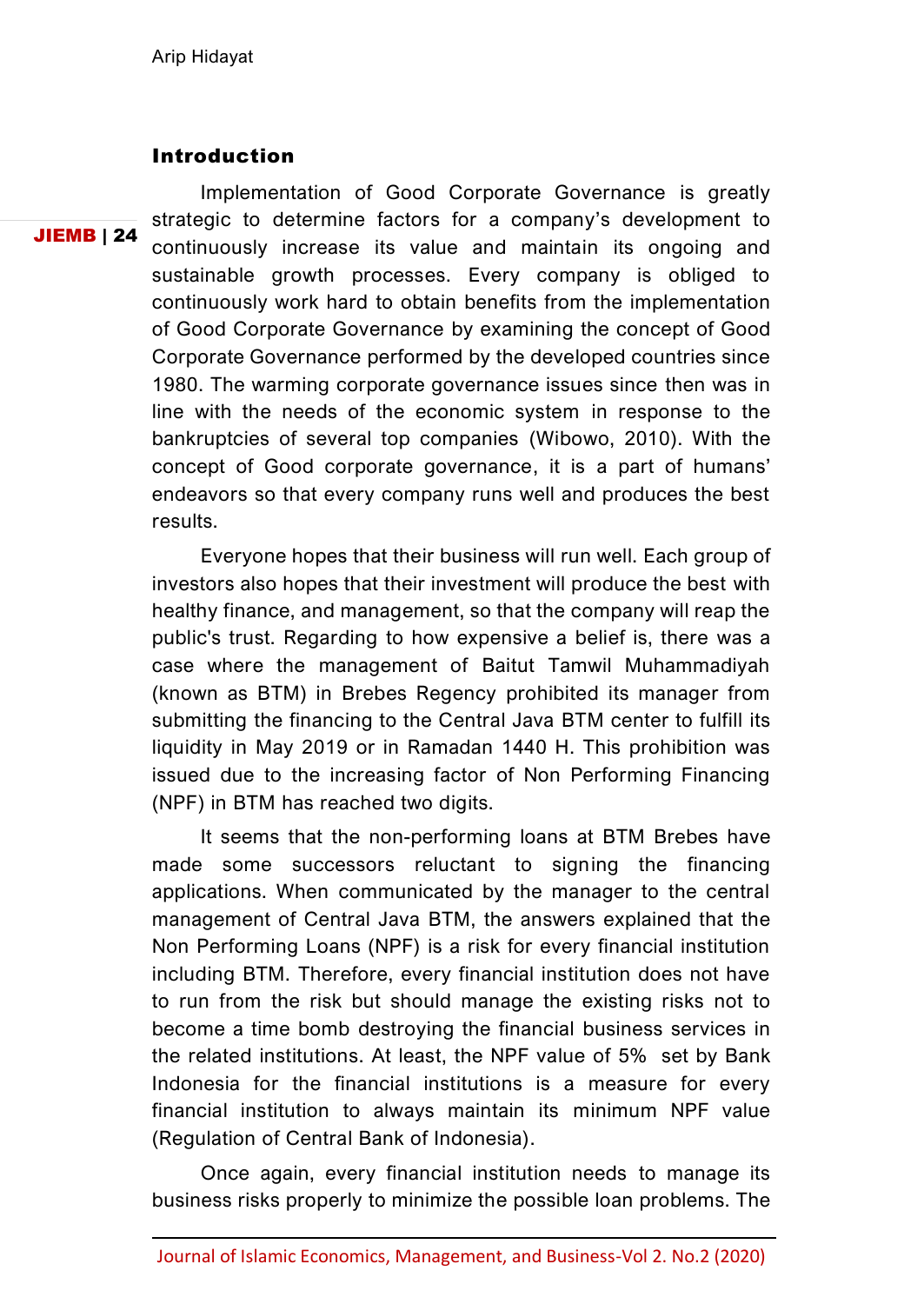## Introduction

Implementation of Good Corporate Governance is greatly strategic to determine factors for a company's development to continuously increase its value and maintain its ongoing and sustainable growth processes. Every company is obliged to continuously work hard to obtain benefits from the implementation of Good Corporate Governance by examining the concept of Good Corporate Governance performed by the developed countries since 1980. The warming corporate governance issues since then was in line with the needs of the economic system in response to the bankruptcies of several top companies (Wibowo, 2010). With the concept of Good corporate governance, it is a part of humans' endeavors so that every company runs well and produces the best results.

Everyone hopes that their business will run well. Each group of investors also hopes that their investment will produce the best with healthy finance, and management, so that the company will reap the public's trust. Regarding to how expensive a belief is, there was a case where the management of Baitut Tamwil Muhammadiyah (known as BTM) in Brebes Regency prohibited its manager from submitting the financing to the Central Java BTM center to fulfill its liquidity in May 2019 or in Ramadan 1440 H. This prohibition was issued due to the increasing factor of Non Performing Financing (NPF) in BTM has reached two digits.

It seems that the non-performing loans at BTM Brebes have made some successors reluctant to signing the financing applications. When communicated by the manager to the central management of Central Java BTM, the answers explained that the Non Performing Loans (NPF) is a risk for every financial institution including BTM. Therefore, every financial institution does not have to run from the risk but should manage the existing risks not to become a time bomb destroying the financial business services in the related institutions. At least, the NPF value of 5% set by Bank Indonesia for the financial institutions is a measure for every financial institution to always maintain its minimum NPF value (Regulation of Central Bank of Indonesia).

Once again, every financial institution needs to manage its business risks properly to minimize the possible loan problems. The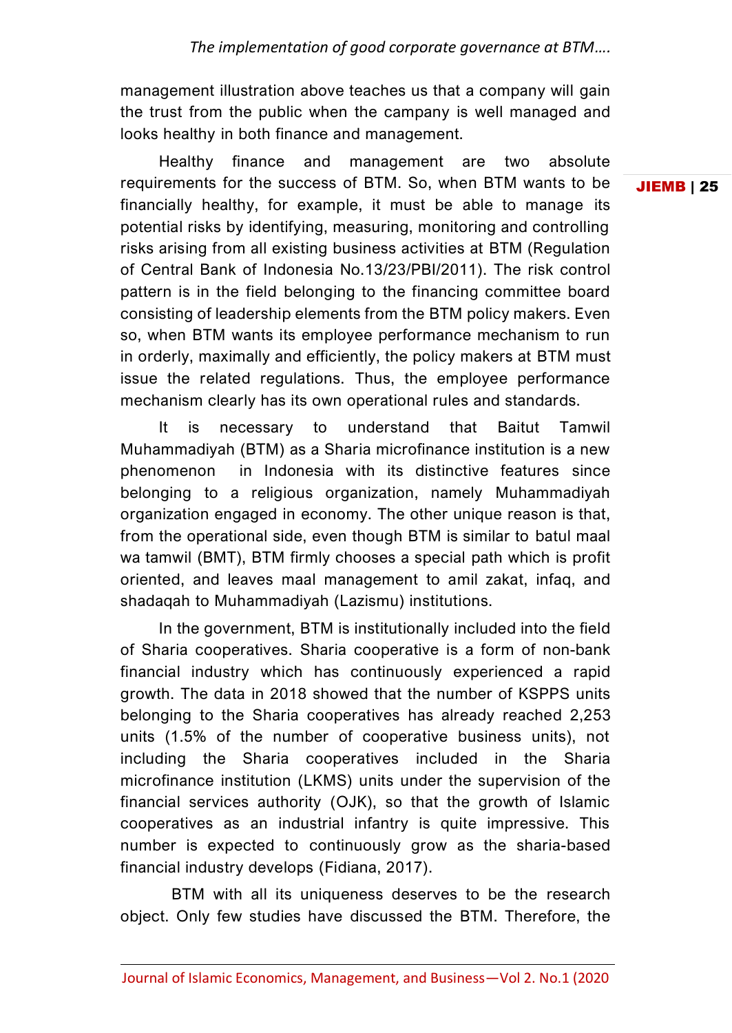management illustration above teaches us that a company will gain the trust from the public when the campany is well managed and looks healthy in both finance and management.

Healthy finance and management are two absolute requirements for the success of BTM. So, when BTM wants to be financially healthy, for example, it must be able to manage its potential risks by identifying, measuring, monitoring and controlling risks arising from all existing business activities at BTM (Regulation of Central Bank of Indonesia No.13/23/PBI/2011). The risk control pattern is in the field belonging to the financing committee board consisting of leadership elements from the BTM policy makers. Even so, when BTM wants its employee performance mechanism to run in orderly, maximally and efficiently, the policy makers at BTM must issue the related regulations. Thus, the employee performance mechanism clearly has its own operational rules and standards.

It is necessary to understand that Baitut Tamwil Muhammadiyah (BTM) as a Sharia microfinance institution is a new phenomenon in Indonesia with its distinctive features since belonging to a religious organization, namely Muhammadiyah organization engaged in economy. The other unique reason is that, from the operational side, even though BTM is similar to batul maal wa tamwil (BMT), BTM firmly chooses a special path which is profit oriented, and leaves maal management to amil zakat, infaq, and shadaqah to Muhammadiyah (Lazismu) institutions.

In the government, BTM is institutionally included into the field of Sharia cooperatives. Sharia cooperative is a form of non-bank financial industry which has continuously experienced a rapid growth. The data in 2018 showed that the number of KSPPS units belonging to the Sharia cooperatives has already reached 2,253 units (1.5% of the number of cooperative business units), not including the Sharia cooperatives included in the Sharia microfinance institution (LKMS) units under the supervision of the financial services authority (OJK), so that the growth of Islamic cooperatives as an industrial infantry is quite impressive. This number is expected to continuously grow as the sharia-based financial industry develops (Fidiana, 2017).

BTM with all its uniqueness deserves to be the research object. Only few studies have discussed the BTM. Therefore, the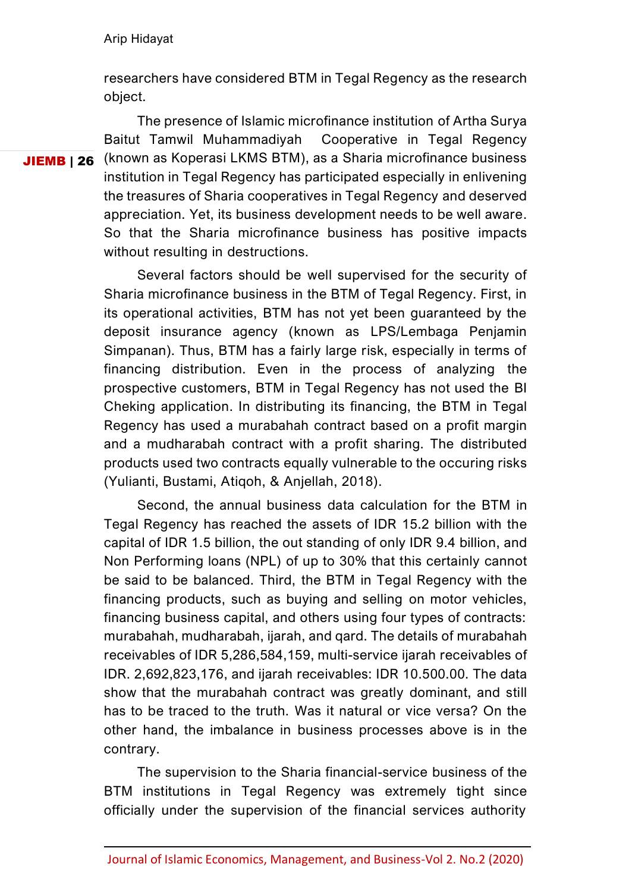researchers have considered BTM in Tegal Regency as the research object.

The presence of Islamic microfinance institution of Artha Surya Baitut Tamwil Muhammadiyah Cooperative in Tegal Regency (known as Koperasi LKMS BTM), as a Sharia microfinance business institution in Tegal Regency has participated especially in enlivening the treasures of Sharia cooperatives in Tegal Regency and deserved appreciation. Yet, its business development needs to be well aware. So that the Sharia microfinance business has positive impacts without resulting in destructions.

Several factors should be well supervised for the security of Sharia microfinance business in the BTM of Tegal Regency. First, in its operational activities, BTM has not yet been guaranteed by the deposit insurance agency (known as LPS/Lembaga Penjamin Simpanan). Thus, BTM has a fairly large risk, especially in terms of financing distribution. Even in the process of analyzing the prospective customers, BTM in Tegal Regency has not used the BI Cheking application. In distributing its financing, the BTM in Tegal Regency has used a murabahah contract based on a profit margin and a mudharabah contract with a profit sharing. The distributed products used two contracts equally vulnerable to the occuring risks (Yulianti, Bustami, Atiqoh, & Anjellah, 2018).

Second, the annual business data calculation for the BTM in Tegal Regency has reached the assets of IDR 15.2 billion with the capital of IDR 1.5 billion, the out standing of only IDR 9.4 billion, and Non Performing loans (NPL) of up to 30% that this certainly cannot be said to be balanced. Third, the BTM in Tegal Regency with the financing products, such as buying and selling on motor vehicles, financing business capital, and others using four types of contracts: murabahah, mudharabah, ijarah, and qard. The details of murabahah receivables of IDR 5,286,584,159, multi-service ijarah receivables of IDR. 2,692,823,176, and ijarah receivables: IDR 10.500.00. The data show that the murabahah contract was greatly dominant, and still has to be traced to the truth. Was it natural or vice versa? On the other hand, the imbalance in business processes above is in the contrary.

The supervision to the Sharia financial-service business of the BTM institutions in Tegal Regency was extremely tight since officially under the supervision of the financial services authority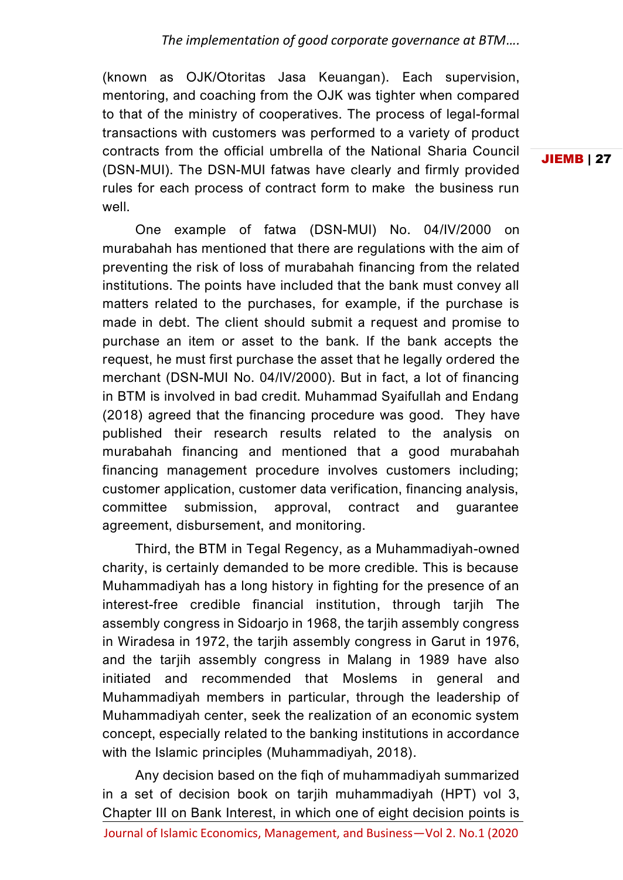(known as OJK/Otoritas Jasa Keuangan). Each supervision, mentoring, and coaching from the OJK was tighter when compared to that of the ministry of cooperatives. The process of legal-formal transactions with customers was performed to a variety of product contracts from the official umbrella of the National Sharia Council (DSN-MUI). The DSN-MUI fatwas have clearly and firmly provided rules for each process of contract form to make the business run well.

One example of fatwa (DSN-MUI) No. 04/IV/2000 on murabahah has mentioned that there are regulations with the aim of preventing the risk of loss of murabahah financing from the related institutions. The points have included that the bank must convey all matters related to the purchases, for example, if the purchase is made in debt. The client should submit a request and promise to purchase an item or asset to the bank. If the bank accepts the request, he must first purchase the asset that he legally ordered the merchant (DSN-MUI No. 04/IV/2000). But in fact, a lot of financing in BTM is involved in bad credit. Muhammad Syaifullah and Endang (2018) agreed that the financing procedure was good. They have published their research results related to the analysis on murabahah financing and mentioned that a good murabahah financing management procedure involves customers including; customer application, customer data verification, financing analysis, committee submission, approval, contract and guarantee agreement, disbursement, and monitoring.

Third, the BTM in Tegal Regency, as a Muhammadiyah-owned charity, is certainly demanded to be more credible. This is because Muhammadiyah has a long history in fighting for the presence of an interest-free credible financial institution, through tarjih The assembly congress in Sidoarjo in 1968, the tarjih assembly congress in Wiradesa in 1972, the tarjih assembly congress in Garut in 1976, and the tarjih assembly congress in Malang in 1989 have also initiated and recommended that Moslems in general and Muhammadiyah members in particular, through the leadership of Muhammadiyah center, seek the realization of an economic system concept, especially related to the banking institutions in accordance with the Islamic principles (Muhammadiyah, 2018).

Any decision based on the fiqh of muhammadiyah summarized in a set of decision book on tarjih muhammadiyah (HPT) vol 3, Chapter III on Bank Interest, in which one of eight decision points is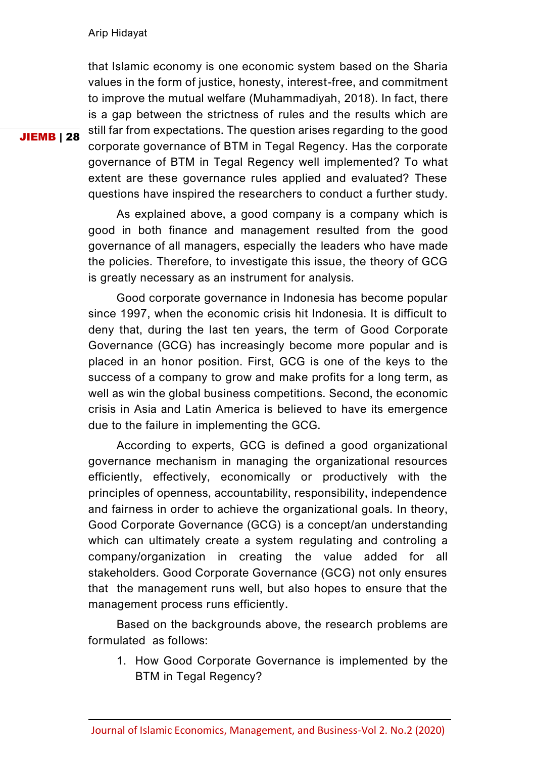that Islamic economy is one economic system based on the Sharia values in the form of justice, honesty, interest-free, and commitment to improve the mutual welfare (Muhammadiyah, 2018). In fact, there is a gap between the strictness of rules and the results which are still far from expectations. The question arises regarding to the good corporate governance of BTM in Tegal Regency. Has the corporate governance of BTM in Tegal Regency well implemented? To what extent are these governance rules applied and evaluated? These questions have inspired the researchers to conduct a further study.

As explained above, a good company is a company which is good in both finance and management resulted from the good governance of all managers, especially the leaders who have made the policies. Therefore, to investigate this issue, the theory of GCG is greatly necessary as an instrument for analysis.

Good corporate governance in Indonesia has become popular since 1997, when the economic crisis hit Indonesia. It is difficult to deny that, during the last ten years, the term of Good Corporate Governance (GCG) has increasingly become more popular and is placed in an honor position. First, GCG is one of the keys to the success of a company to grow and make profits for a long term, as well as win the global business competitions. Second, the economic crisis in Asia and Latin America is believed to have its emergence due to the failure in implementing the GCG.

According to experts, GCG is defined a good organizational governance mechanism in managing the organizational resources efficiently, effectively, economically or productively with the principles of openness, accountability, responsibility, independence and fairness in order to achieve the organizational goals. In theory, Good Corporate Governance (GCG) is a concept/an understanding which can ultimately create a system regulating and controling a company/organization in creating the value added for all stakeholders. Good Corporate Governance (GCG) not only ensures that the management runs well, but also hopes to ensure that the management process runs efficiently.

Based on the backgrounds above, the research problems are formulated as follows:

1. How Good Corporate Governance is implemented by the BTM in Tegal Regency?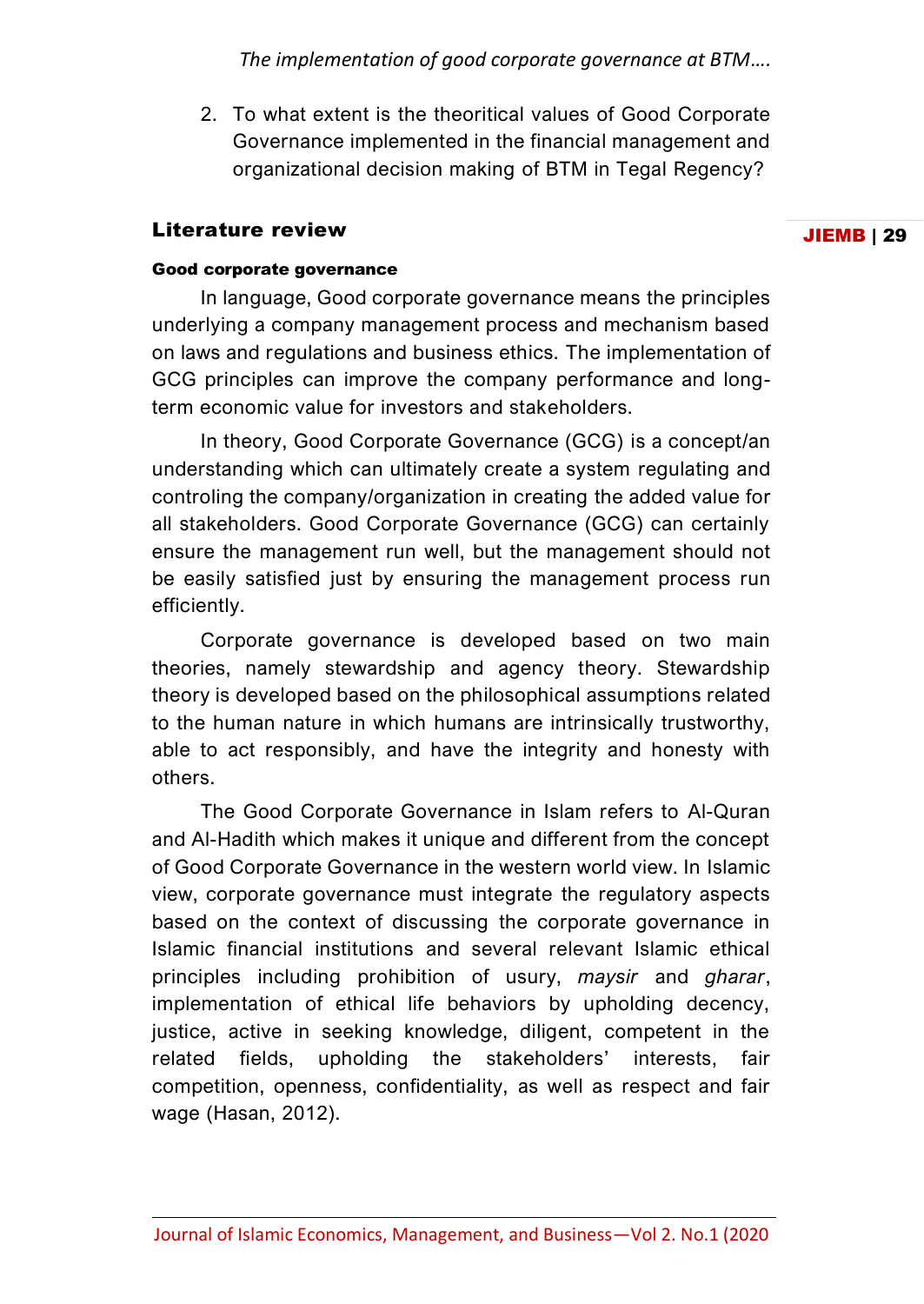2. To what extent is the theoritical values of Good Corporate Governance implemented in the financial management and organizational decision making of BTM in Tegal Regency?

## Literature review

### Good corporate governance

In language, Good corporate governance means the principles underlying a company management process and mechanism based on laws and regulations and business ethics. The implementation of GCG principles can improve the company performance and long-term economic value for investors and stakeholders.

In theory, Good Corporate Governance (GCG) is a concept/an understanding which can ultimately create a system regulating and controling the company/organization in creating the added value for all stakeholders. Good Corporate Governance (GCG) can certainly ensure the management run well, but the management should not be easily satisfied just by ensuring the management process run efficiently.

Corporate governance is developed based on two main theories, namely stewardship and agency theory. Stewardship theory is developed based on the philosophical assumptions related to the human nature in which humans are intrinsically trustworthy, able to act responsibly, and have the integrity and honesty with others.

The Good Corporate Governance in Islam refers to Al-Quran and Al-Hadith which makes it unique and different from the concept of Good Corporate Governance in the western world view. In Islamic view, corporate governance must integrate the regulatory aspects based on the context of discussing the corporate governance in Islamic financial institutions and several relevant Islamic ethical principles including prohibition of usury, *maysir* and *gharar*, implementation of ethical life behaviors by upholding decency, justice, active in seeking knowledge, diligent, competent in the related fields, upholding the stakeholders' interests, fair competition, openness, confidentiality, as well as respect and fair wage (Hasan, 2012).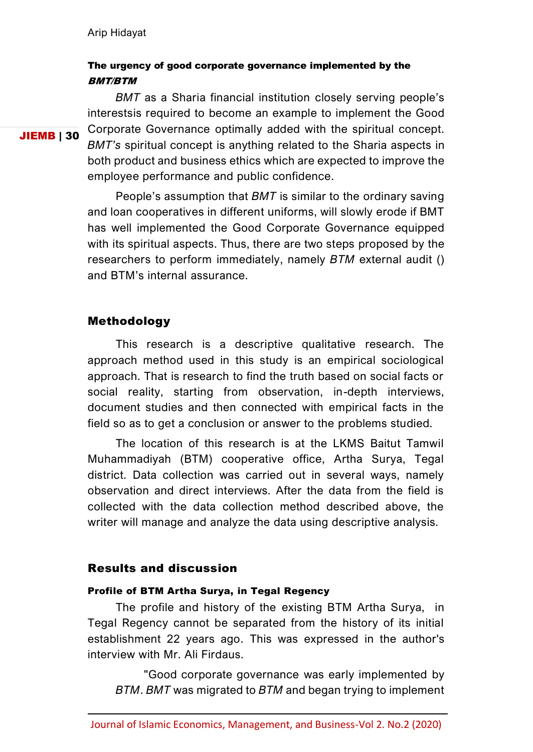### The urgency of good corporate governance implemented by the *BMT/BTM*

*BMT* as a Sharia financial institution closely serving people's interestsis required to become an example to implement the Good Corporate Governance optimally added with the spiritual concept. *BMT's* spiritual concept is anything related to the Sharia aspects in both product and business ethics which are expected to improve the employee performance and public confidence.

People's assumption that *BMT* is similar to the ordinary saving and loan cooperatives in different uniforms, will slowly erode if BMT has well implemented the Good Corporate Governance equipped with its spiritual aspects. Thus, there are two steps proposed by the researchers to perform immediately, namely *BTM* external audit () and BTM's internal assurance.

## Methodology

This research is a descriptive qualitative research. The approach method used in this study is an empirical sociological approach. That is research to find the truth based on social facts or social reality, starting from observation, in-depth interviews, document studies and then connected with empirical facts in the field so as to get a conclusion or answer to the problems studied.

The location of this research is at the LKMS Baitut Tamwil Muhammadiyah (BTM) cooperative office, Artha Surya, Tegal district. Data collection was carried out in several ways, namely observation and direct interviews. After the data from the field is collected with the data collection method described above, the writer will manage and analyze the data using descriptive analysis.

## Results and discussion

### Profile of BTM Artha Surya, in Tegal Regency

The profile and history of the existing BTM Artha Surya, in Tegal Regency cannot be separated from the history of its initial establishment 22 years ago. This was expressed in the author's interview with Mr. Ali Firdaus.

> "Good corporate governance was early implemented by *BTM*. *BMT* was migrated to *BTM* and began trying to implement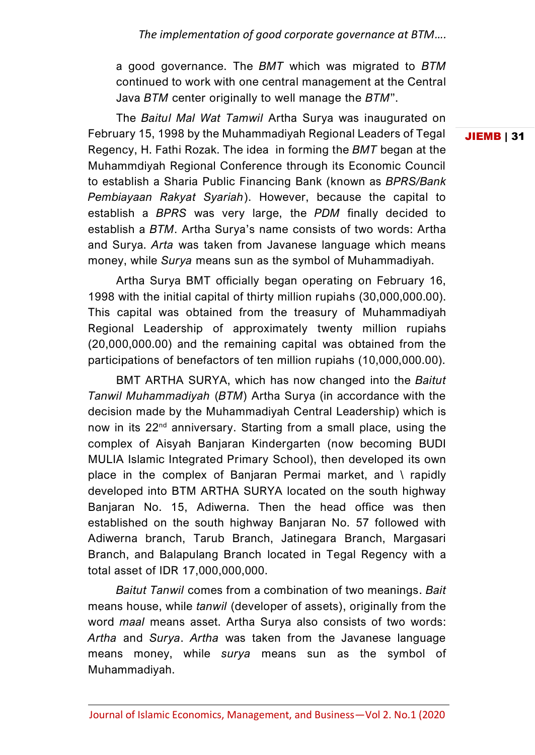a good governance. The *BMT* which was migrated to *BTM* continued to work with one central management at the Central Java *BTM* center originally to well manage the *BTM*".

The *Baitul Mal Wat Tamwil* Artha Surya was inaugurated on February 15, 1998 by the Muhammadiyah Regional Leaders of Tegal Regency, H. Fathi Rozak. The idea in forming the *BMT* began at the Muhammdiyah Regional Conference through its Economic Council to establish a Sharia Public Financing Bank (known as *BPRS/Bank Pembiayaan Rakyat Syariah*). However, because the capital to establish a *BPRS* was very large, the *PDM* finally decided to establish a *BTM*. Artha Surya's name consists of two words: Artha and Surya. *Arta* was taken from Javanese language which means money, while *Surya* means sun as the symbol of Muhammadiyah.

Artha Surya BMT officially began operating on February 16, 1998 with the initial capital of thirty million rupiahs (30,000,000.00). This capital was obtained from the treasury of Muhammadiyah Regional Leadership of approximately twenty million rupiahs (20,000,000.00) and the remaining capital was obtained from the participations of benefactors of ten million rupiahs (10,000,000.00).

BMT ARTHA SURYA, which has now changed into the *Baitut Tanwil Muhammadiyah* (*BTM*) Artha Surya (in accordance with the decision made by the Muhammadiyah Central Leadership) which is now in its 22nd anniversary. Starting from a small place, using the complex of Aisyah Banjaran Kindergarten (now becoming BUDI MULIA Islamic Integrated Primary School), then developed its own place in the complex of Banjaran Permai market, and \ rapidly developed into BTM ARTHA SURYA located on the south highway Banjaran No. 15, Adiwerna. Then the head office was then established on the south highway Banjaran No. 57 followed with Adiwerna branch, Tarub Branch, Jatinegara Branch, Margasari Branch, and Balapulang Branch located in Tegal Regency with a total asset of IDR 17,000,000,000.

*Baitut Tanwil* comes from a combination of two meanings. *Bait* means house, while *tanwil* (developer of assets), originally from the word *maal* means asset. Artha Surya also consists of two words: *Artha* and *Surya*. *Artha* was taken from the Javanese language means money, while *surya* means sun as the symbol of Muhammadiyah.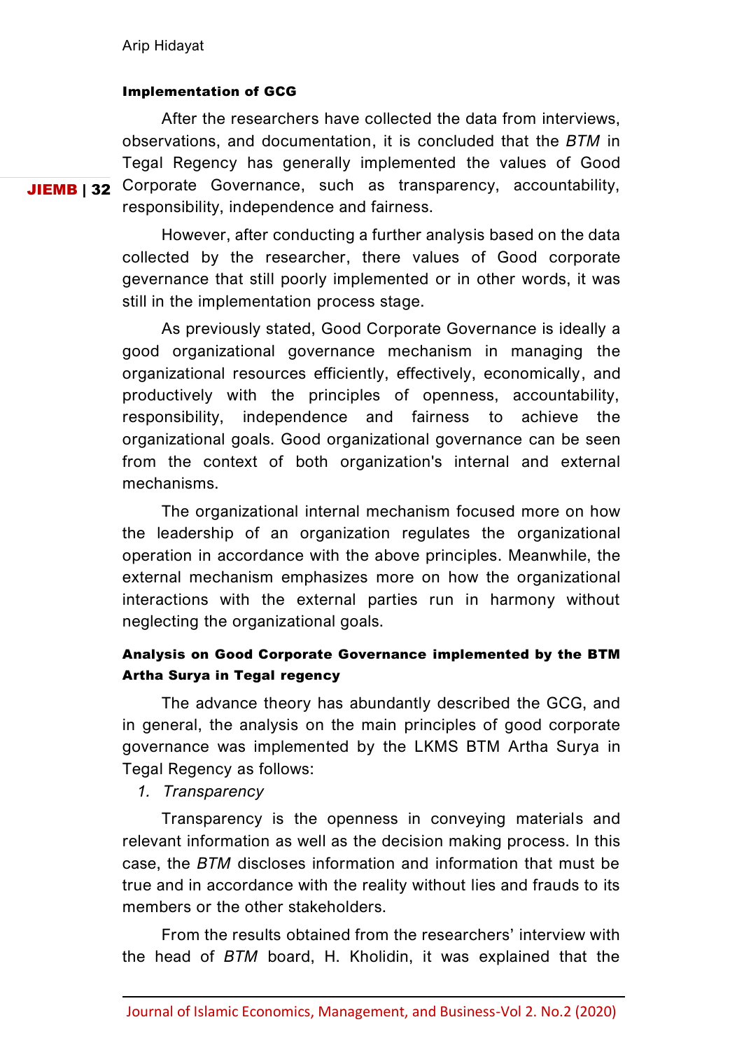#### Implementation of GCG

After the researchers have collected the data from interviews, observations, and documentation, it is concluded that the *BTM* in Tegal Regency has generally implemented the values of Good Corporate Governance, such as transparency, accountability, responsibility, independence and fairness.

However, after conducting a further analysis based on the data collected by the researcher, there values of Good corporate gevernance that still poorly implemented or in other words, it was still in the implementation process stage.

As previously stated, Good Corporate Governance is ideally a good organizational governance mechanism in managing the organizational resources efficiently, effectively, economically, and productively with the principles of openness, accountability, responsibility, independence and fairness to achieve the organizational goals. Good organizational governance can be seen from the context of both organization's internal and external mechanisms.

The organizational internal mechanism focused more on how the leadership of an organization regulates the organizational operation in accordance with the above principles. Meanwhile, the external mechanism emphasizes more on how the organizational interactions with the external parties run in harmony without neglecting the organizational goals.

#### Analysis on Good Corporate Governance implemented by the BTM Artha Surya in Tegal regency

The advance theory has abundantly described the GCG, and in general, the analysis on the main principles of good corporate governance was implemented by the LKMS BTM Artha Surya in Tegal Regency as follows:

1. *Transparency*

Transparency is the openness in conveying materials and relevant information as well as the decision making process. In this case, the *BTM* discloses information and information that must be true and in accordance with the reality without lies and frauds to its members or the other stakeholders.

From the results obtained from the researchers' interview with the head of *BTM* board, H. Kholidin, it was explained that the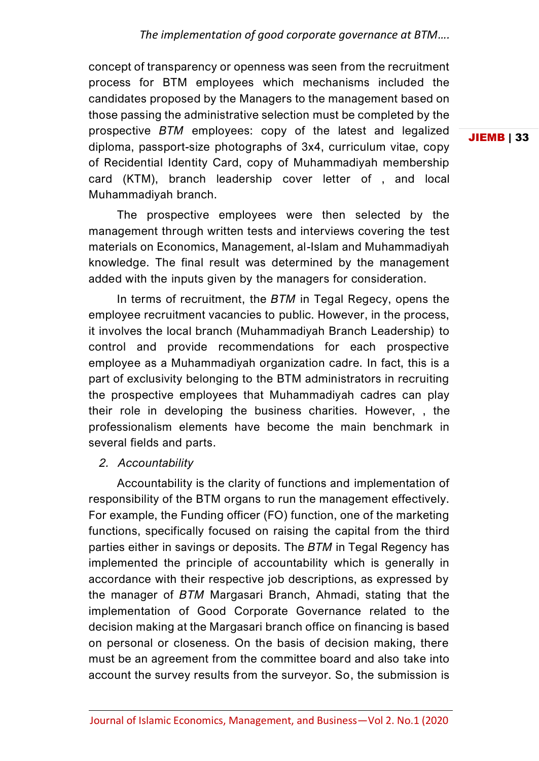concept of transparency or openness was seen from the recruitment process for BTM employees which mechanisms included the candidates proposed by the Managers to the management based on those passing the administrative selection must be completed by the prospective *BTM* employees: copy of the latest and legalized diploma, passport-size photographs of 3x4, curriculum vitae, copy of Recidential Identity Card, copy of Muhammadiyah membership card (KTM), branch leadership cover letter of , and local Muhammadiyah branch.

The prospective employees were then selected by the management through written tests and interviews covering the test materials on Economics, Management, al-Islam and Muhammadiyah knowledge. The final result was determined by the management added with the inputs given by the managers for consideration.

In terms of recruitment, the *BTM* in Tegal Regecy, opens the employee recruitment vacancies to public. However, in the process, it involves the local branch (Muhammadiyah Branch Leadership) to control and provide recommendations for each prospective employee as a Muhammadiyah organization cadre. In fact, this is a part of exclusivity belonging to the BTM administrators in recruiting the prospective employees that Muhammadiyah cadres can play their role in developing the business charities. However, , the professionalism elements have become the main benchmark in several fields and parts.

2. *Accountability*

Accountability is the clarity of functions and implementation of responsibility of the BTM organs to run the management effectively. For example, the Funding officer (FO) function, one of the marketing functions, specifically focused on raising the capital from the third parties either in savings or deposits. The *BTM* in Tegal Regency has implemented the principle of accountability which is generally in accordance with their respective job descriptions, as expressed by the manager of *BTM* Margasari Branch, Ahmadi, stating that the implementation of Good Corporate Governance related to the decision making at the Margasari branch office on financing is based on personal or closeness. On the basis of decision making, there must be an agreement from the committee board and also take into account the survey results from the surveyor. So, the submission is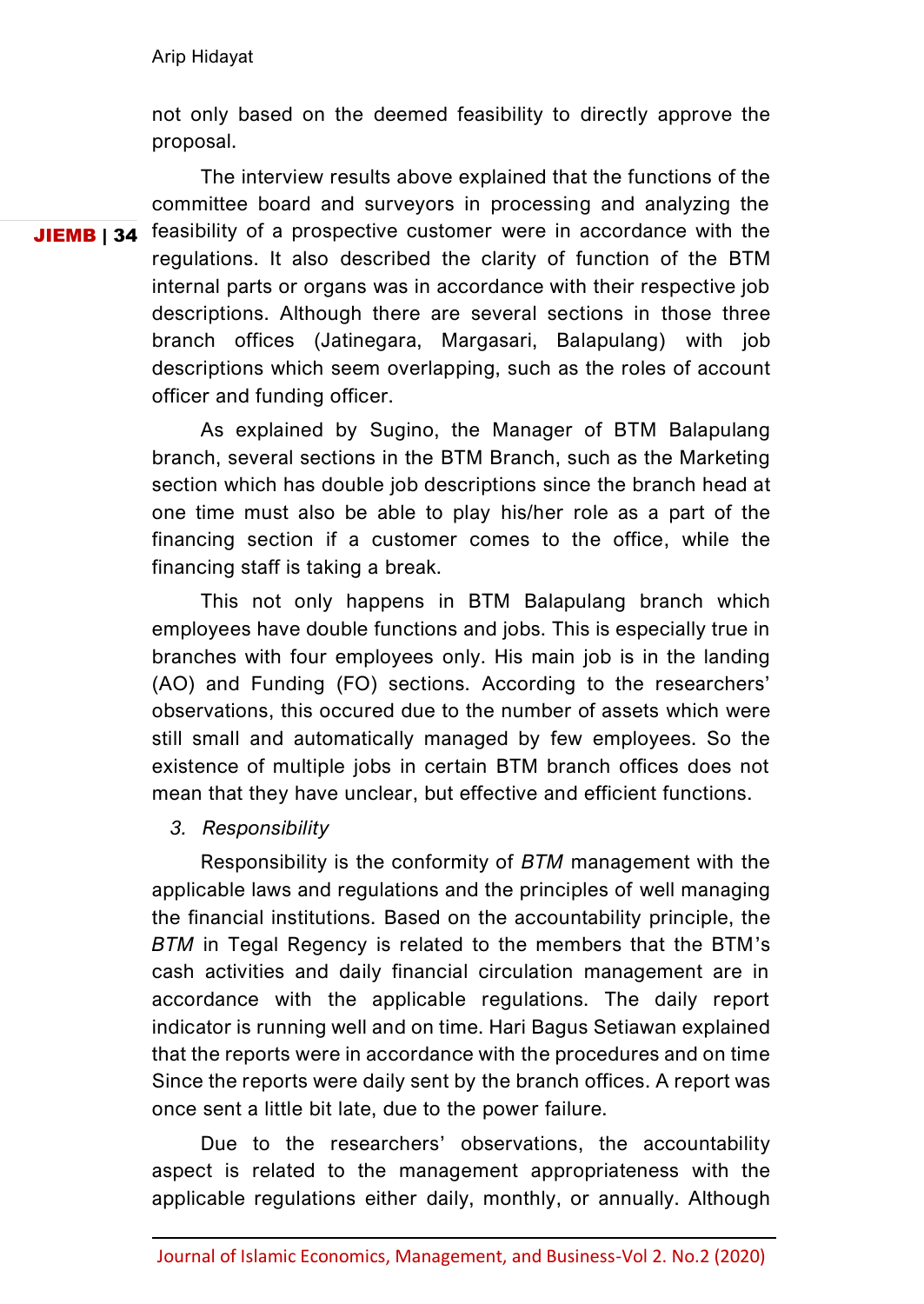not only based on the deemed feasibility to directly approve the proposal.

The interview results above explained that the functions of the committee board and surveyors in processing and analyzing the feasibility of a prospective customer were in accordance with the regulations. It also described the clarity of function of the BTM internal parts or organs was in accordance with their respective job descriptions. Although there are several sections in those three branch offices (Jatinegara, Margasari, Balapulang) with job descriptions which seem overlapping, such as the roles of account officer and funding officer.

As explained by Sugino, the Manager of BTM Balapulang branch, several sections in the BTM Branch, such as the Marketing section which has double job descriptions since the branch head at one time must also be able to play his/her role as a part of the financing section if a customer comes to the office, while the financing staff is taking a break.

This not only happens in BTM Balapulang branch which employees have double functions and jobs. This is especially true in branches with four employees only. His main job is in the landing (AO) and Funding (FO) sections. According to the researchers' observations, this occured due to the number of assets which were still small and automatically managed by few employees. So the existence of multiple jobs in certain BTM branch offices does not mean that they have unclear, but effective and efficient functions.

*3. Responsibility*

Responsibility is the conformity of *BTM* management with the applicable laws and regulations and the principles of well managing the financial institutions. Based on the accountability principle, the *BTM* in Tegal Regency is related to the members that the BTM's cash activities and daily financial circulation management are in accordance with the applicable regulations. The daily report indicator is running well and on time. Hari Bagus Setiawan explained that the reports were in accordance with the procedures and on time Since the reports were daily sent by the branch offices. A report was once sent a little bit late, due to the power failure.

Due to the researchers' observations, the accountability aspect is related to the management appropriateness with the applicable regulations either daily, monthly, or annually. Although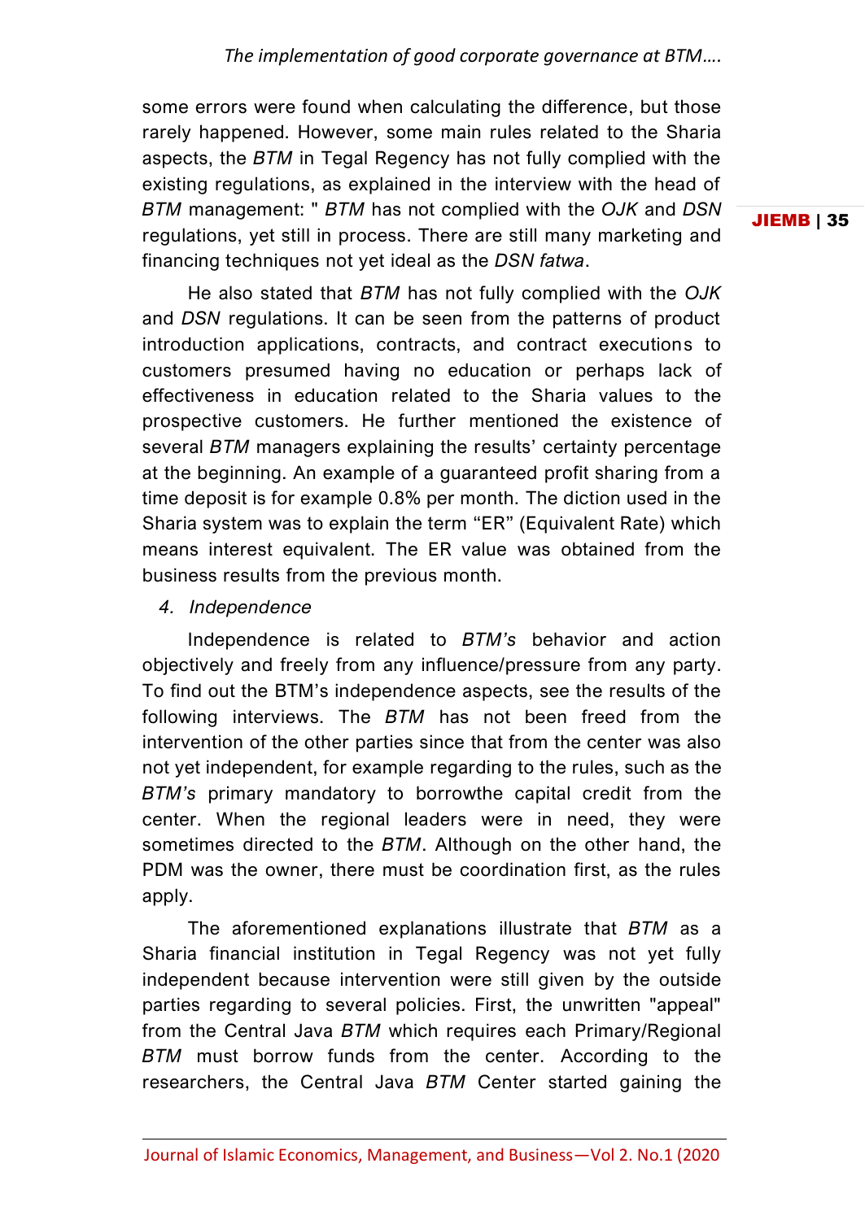some errors were found when calculating the difference, but those rarely happened. However, some main rules related to the Sharia aspects, the *BTM* in Tegal Regency has not fully complied with the existing regulations, as explained in the interview with the head of *BTM* management: " *BTM* has not complied with the *OJK* and *DSN* regulations, yet still in process. There are still many marketing and financing techniques not yet ideal as the *DSN fatwa*.

He also stated that *BTM* has not fully complied with the *OJK* and *DSN* regulations. It can be seen from the patterns of product introduction applications, contracts, and contract executions to customers presumed having no education or perhaps lack of effectiveness in education related to the Sharia values to the prospective customers. He further mentioned the existence of several *BTM* managers explaining the results' certainty percentage at the beginning. An example of a guaranteed profit sharing from a time deposit is for example 0.8% per month. The diction used in the Sharia system was to explain the term "ER" (Equivalent Rate) which means interest equivalent. The ER value was obtained from the business results from the previous month.

*4. Independence*

Independence is related to *BTM's* behavior and action objectively and freely from any influence/pressure from any party. To find out the BTM's independence aspects, see the results of the following interviews. The *BTM* has not been freed from the intervention of the other parties since that from the center was also not yet independent, for example regarding to the rules, such as the *BTM's* primary mandatory to borrowthe capital credit from the center. When the regional leaders were in need, they were sometimes directed to the *BTM*. Although on the other hand, the PDM was the owner, there must be coordination first, as the rules apply.

The aforementioned explanations illustrate that *BTM* as a Sharia financial institution in Tegal Regency was not yet fully independent because intervention were still given by the outside parties regarding to several policies. First, the unwritten "appeal" from the Central Java *BTM* which requires each Primary/Regional *BTM* must borrow funds from the center. According to the researchers, the Central Java *BTM* Center started gaining the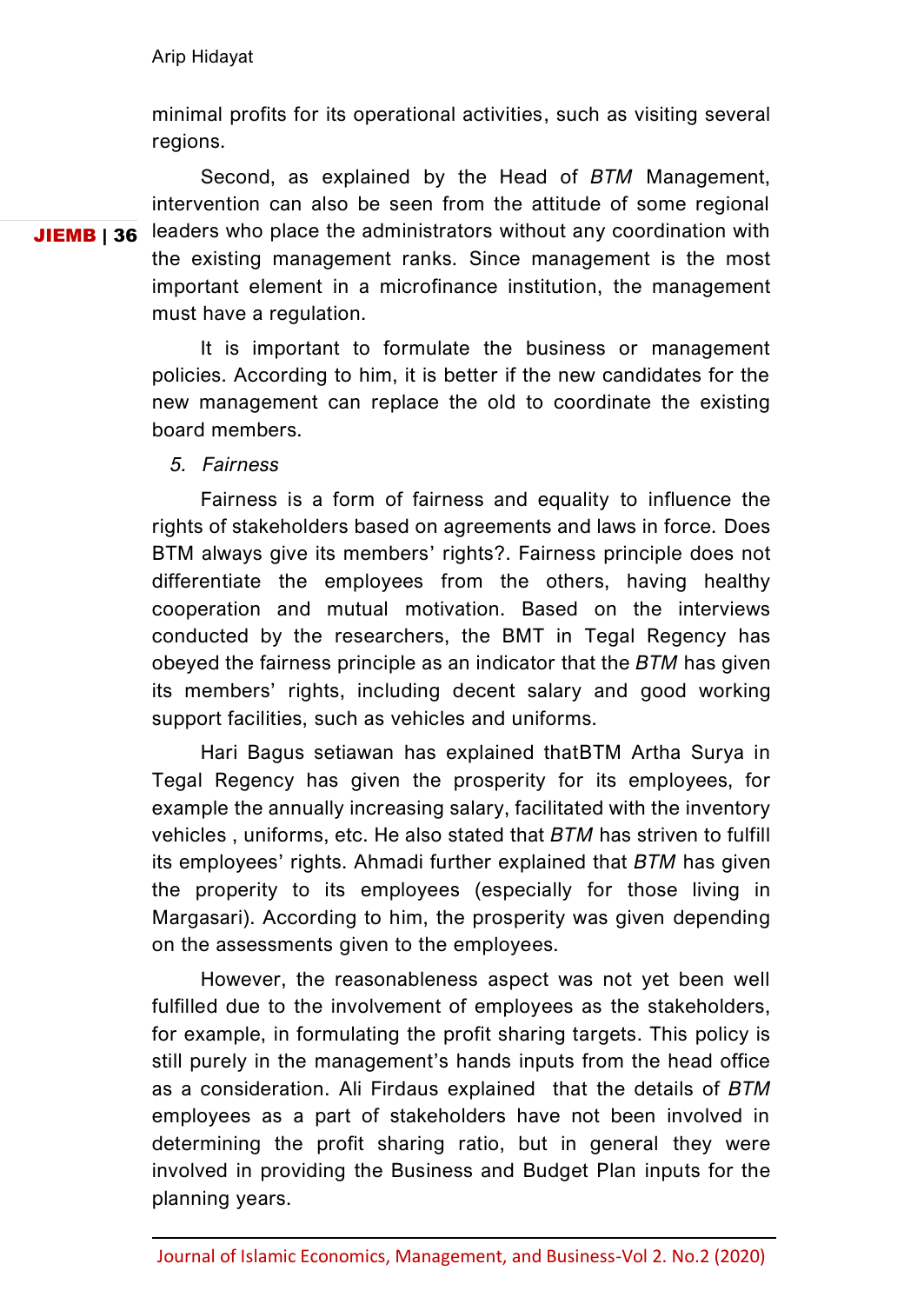minimal profits for its operational activities, such as visiting several regions.

Second, as explained by the Head of *BTM* Management, intervention can also be seen from the attitude of some regional leaders who place the administrators without any coordination with the existing management ranks. Since management is the most important element in a microfinance institution, the management must have a regulation.

It is important to formulate the business or management policies. According to him, it is better if the new candidates for the new management can replace the old to coordinate the existing board members.

*5. Fairness*

Fairness is a form of fairness and equality to influence the rights of stakeholders based on agreements and laws in force. Does BTM always give its members' rights?. Fairness principle does not differentiate the employees from the others, having healthy cooperation and mutual motivation. Based on the interviews conducted by the researchers, the BMT in Tegal Regency has obeyed the fairness principle as an indicator that the *BTM* has given its members' rights, including decent salary and good working support facilities, such as vehicles and uniforms.

Hari Bagus setiawan has explained thatBTM Artha Surya in Tegal Regency has given the prosperity for its employees, for example the annually increasing salary, facilitated with the inventory vehicles , uniforms, etc. He also stated that *BTM* has striven to fulfill its employees' rights. Ahmadi further explained that *BTM* has given the property to its employees (especially for those living in Margasari). According to him, the prosperity was given depending on the assessments given to the employees.

However, the reasonableness aspect was not yet been well fulfilled due to the involvement of employees as the stakeholders, for example, in formulating the profit sharing targets. This policy is still purely in the management's hands inputs from the head office as a consideration. Ali Firdaus explained that the details of *BTM* employees as a part of stakeholders have not been involved in determining the profit sharing ratio, but in general they were involved in providing the Business and Budget Plan inputs for the planning years.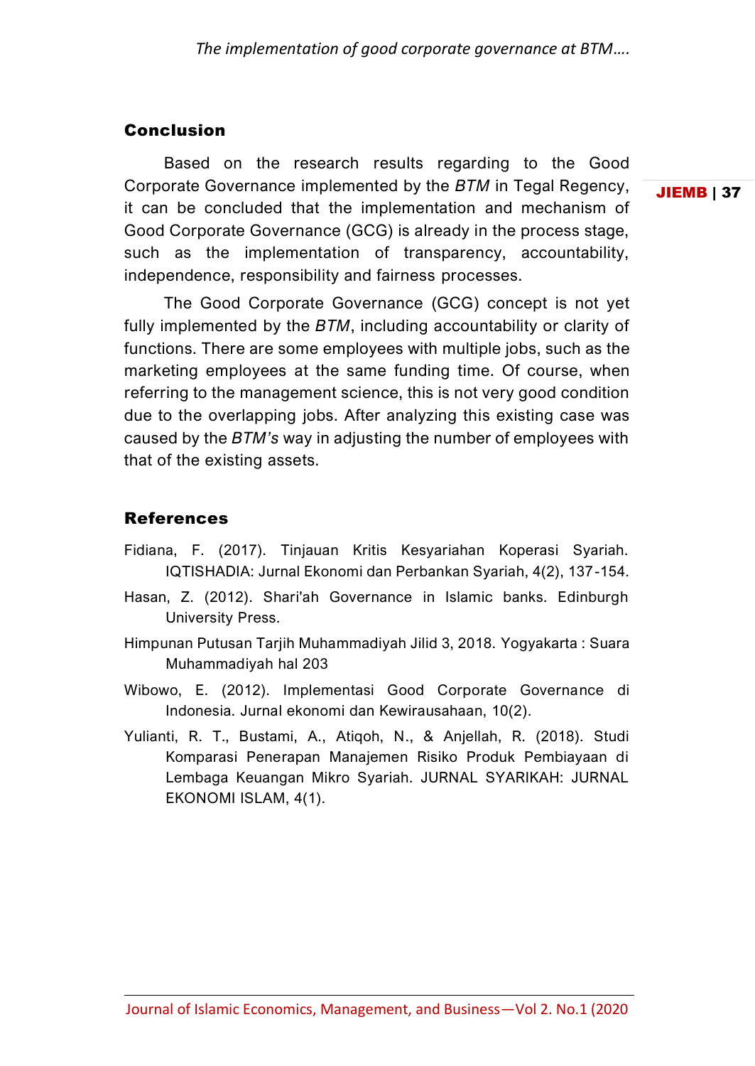## Conclusion

Based on the research results regarding to the Good Corporate Governance implemented by the *BTM* in Tegal Regency, it can be concluded that the implementation and mechanism of Good Corporate Governance (GCG) is already in the process stage, such as the implementation of transparency, accountability, independence, responsibility and fairness processes.

The Good Corporate Governance (GCG) concept is not yet fully implemented by the *BTM*, including accountability or clarity of functions. There are some employees with multiple jobs, such as the marketing employees at the same funding time. Of course, when referring to the management science, this is not very good condition due to the overlapping jobs. After analyzing this existing case was caused by the *BTM's* way in adjusting the number of employees with that of the existing assets.

## References

Fidiana, F. (2017). Tinjauan Kritis Kesyariahan Koperasi Syariah. IQTISHADIA: Jurnal Ekonomi dan Perbankan Syariah, 4(2), 137-154.

Hasan, Z. (2012). Shari'ah Governance in Islamic banks. Edinburgh University Press.

Himpunan Putusan Tarjih Muhammadiyah Jilid 3, 2018. Yogyakarta : Suara Muhammadiyah hal 203

Wibowo, E. (2012). Implementasi Good Corporate Governance di Indonesia. Jurnal ekonomi dan Kewirausahaan, 10(2).

Yulianti, R. T., Bustami, A., Atiqoh, N., & Anjellah, R. (2018). Studi Komparasi Penerapan Manajemen Risiko Produk Pembiayaan di Lembaga Keuangan Mikro Syariah. JURNAL SYARIKAH: JURNAL EKONOMI ISLAM, 4(1).